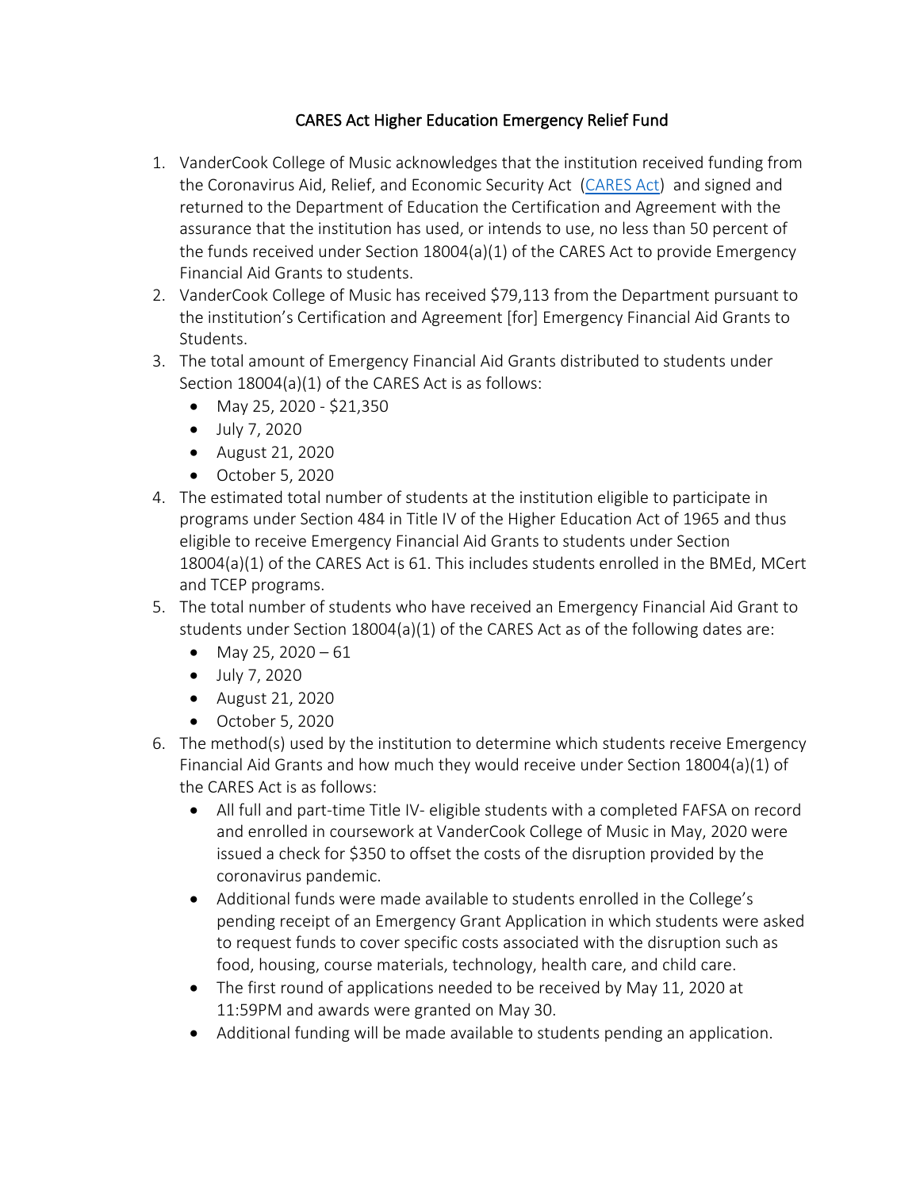# CARES Act Higher Education Emergency Relief Fund

1. VanderCook College of Music acknowledges that the institution received funding from the Coronavirus Aid, Relief, and Economic Security Act (CARES Act) and signed and returned to the Department of Education the Certification and Agreement with the assurance that the institution has used, or intends to use, no less than 50 percent of the funds received under Section 18004(a)(1) of the CARES Act to provide Emergency Financial Aid Grants to students.
2. VanderCook College of Music has received $79,113 from the Department pursuant to the institution's Certification and Agreement [for] Emergency Financial Aid Grants to Students.
3. The total amount of Emergency Financial Aid Grants distributed to students under Section 18004(a)(1) of the CARES Act is as follows:
   - May 25, 2020 - $21,350
   - July 7, 2020
   - August 21, 2020
   - October 5, 2020
4. The estimated total number of students at the institution eligible to participate in programs under Section 484 in Title IV of the Higher Education Act of 1965 and thus eligible to receive Emergency Financial Aid Grants to students under Section 18004(a)(1) of the CARES Act is 61. This includes students enrolled in the BMEd, MCert and TCEP programs.
5. The total number of students who have received an Emergency Financial Aid Grant to students under Section 18004(a)(1) of the CARES Act as of the following dates are:
   - May 25, 2020 – 61
   - July 7, 2020
   - August 21, 2020
   - October 5, 2020
6. The method(s) used by the institution to determine which students receive Emergency Financial Aid Grants and how much they would receive under Section 18004(a)(1) of the CARES Act is as follows:
   - All full and part-time Title IV- eligible students with a completed FAFSA on record and enrolled in coursework at VanderCook College of Music in May, 2020 were issued a check for $350 to offset the costs of the disruption provided by the coronavirus pandemic.
   - Additional funds were made available to students enrolled in the College's pending receipt of an Emergency Grant Application in which students were asked to request funds to cover specific costs associated with the disruption such as food, housing, course materials, technology, health care, and child care.
   - The first round of applications needed to be received by May 11, 2020 at 11:59PM and awards were granted on May 30.
   - Additional funding will be made available to students pending an application.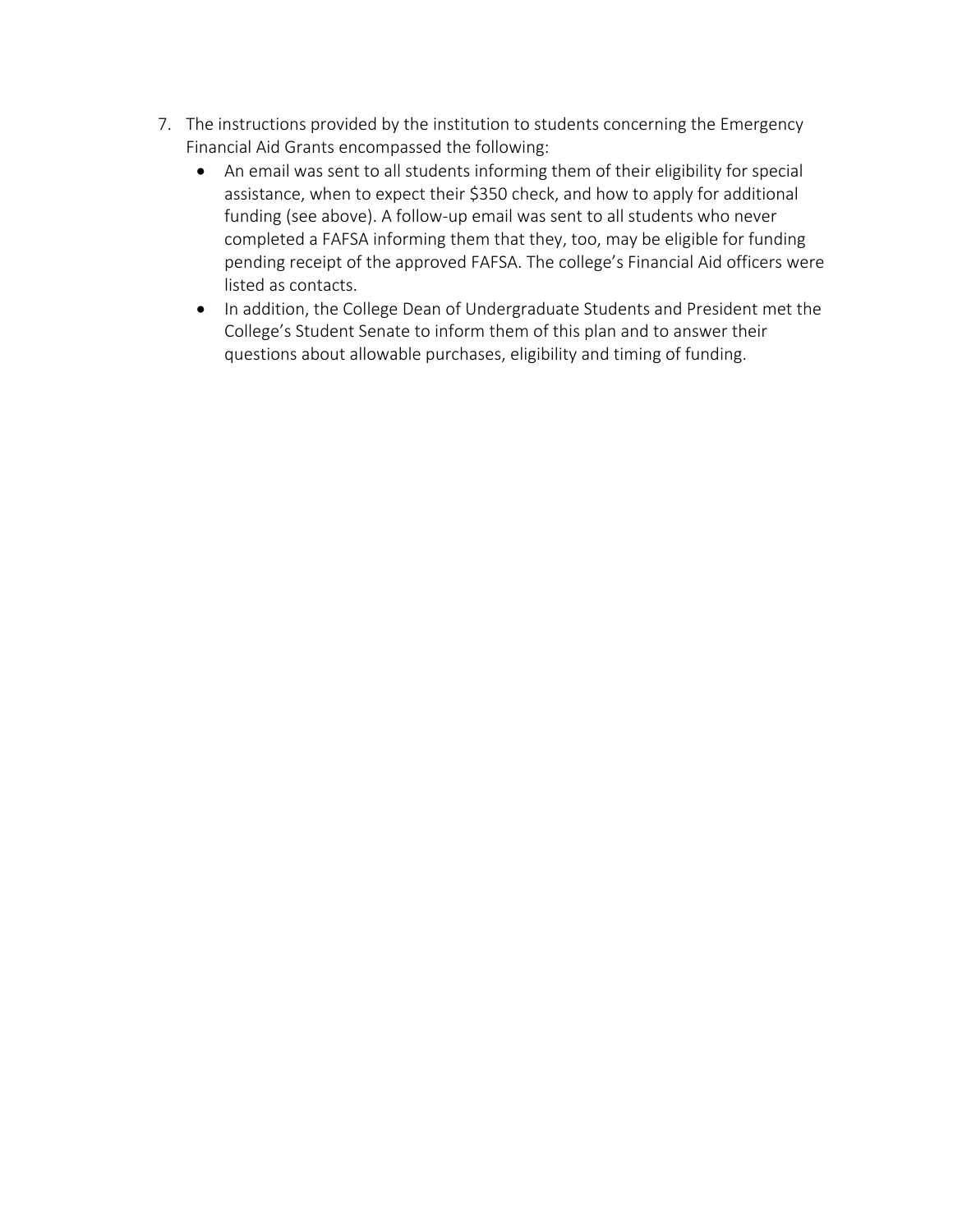7. The instructions provided by the institution to students concerning the Emergency Financial Aid Grants encompassed the following:
   - An email was sent to all students informing them of their eligibility for special assistance, when to expect their $350 check, and how to apply for additional funding (see above). A follow-up email was sent to all students who never completed a FAFSA informing them that they, too, may be eligible for funding pending receipt of the approved FAFSA. The college's Financial Aid officers were listed as contacts.
   - In addition, the College Dean of Undergraduate Students and President met the College's Student Senate to inform them of this plan and to answer their questions about allowable purchases, eligibility and timing of funding.